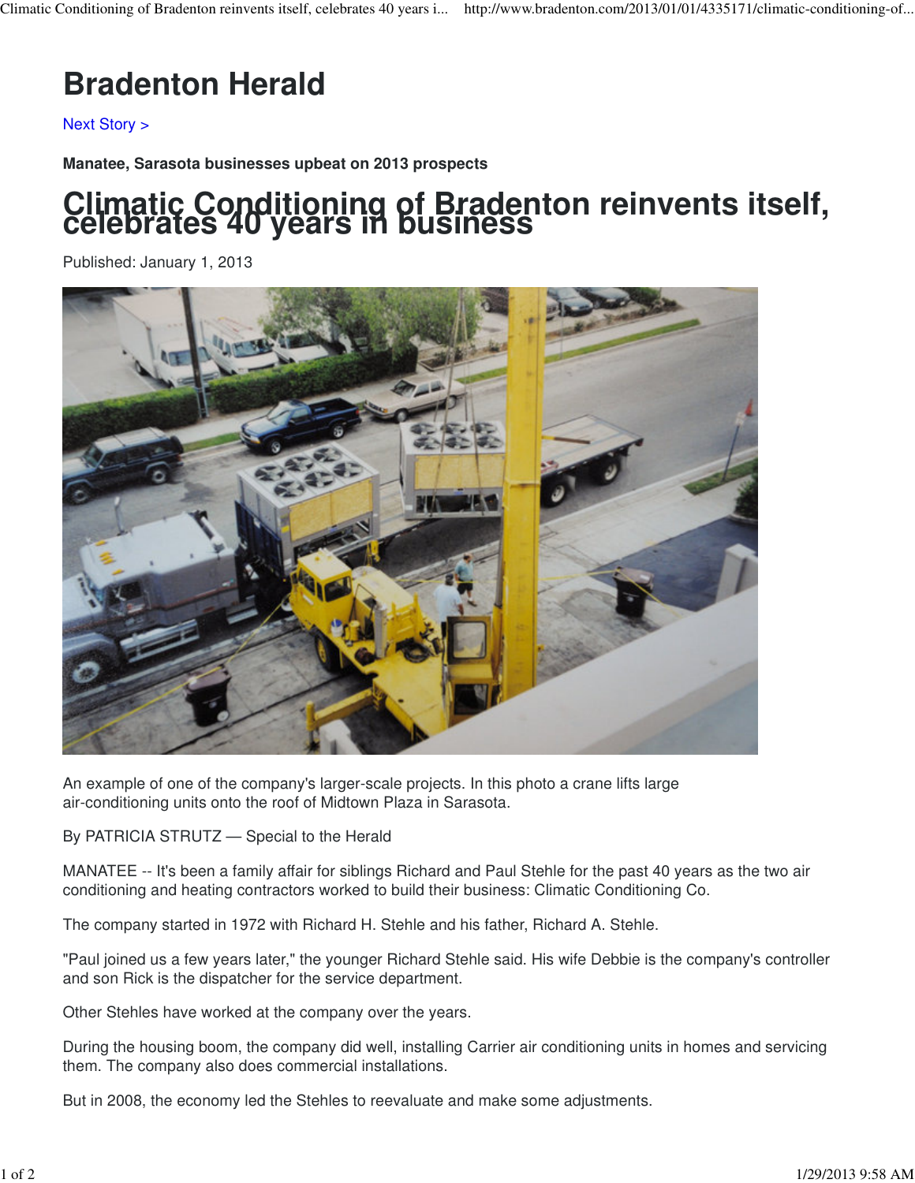# Bradenton Herald

Next Story >

**Manatee, Sarasota businesses upbeat on 2013 prospects**

## Climatic Conditioning of Bradenton reinvents itself, celebrates 40 years in business

Published: January 1, 2013

An example of one of the company's larger-scale projects. In this photo a crane lifts large air-conditioning units onto the roof of Midtown Plaza in Sarasota.

By PATRICIA STRUTZ — Special to the Herald

MANATEE -- It's been a family affair for siblings Richard and Paul Stehle for the past 40 years as the two air conditioning and heating contractors worked to build their business: Climatic Conditioning Co.

The company started in 1972 with Richard H. Stehle and his father, Richard A. Stehle.

"Paul joined us a few years later," the younger Richard Stehle said. His wife Debbie is the company's controller and son Rick is the dispatcher for the service department.

Other Stehles have worked at the company over the years.

During the housing boom, the company did well, installing Carrier air conditioning units in homes and servicing them. The company also does commercial installations.

But in 2008, the economy led the Stehles to reevaluate and make some adjustments.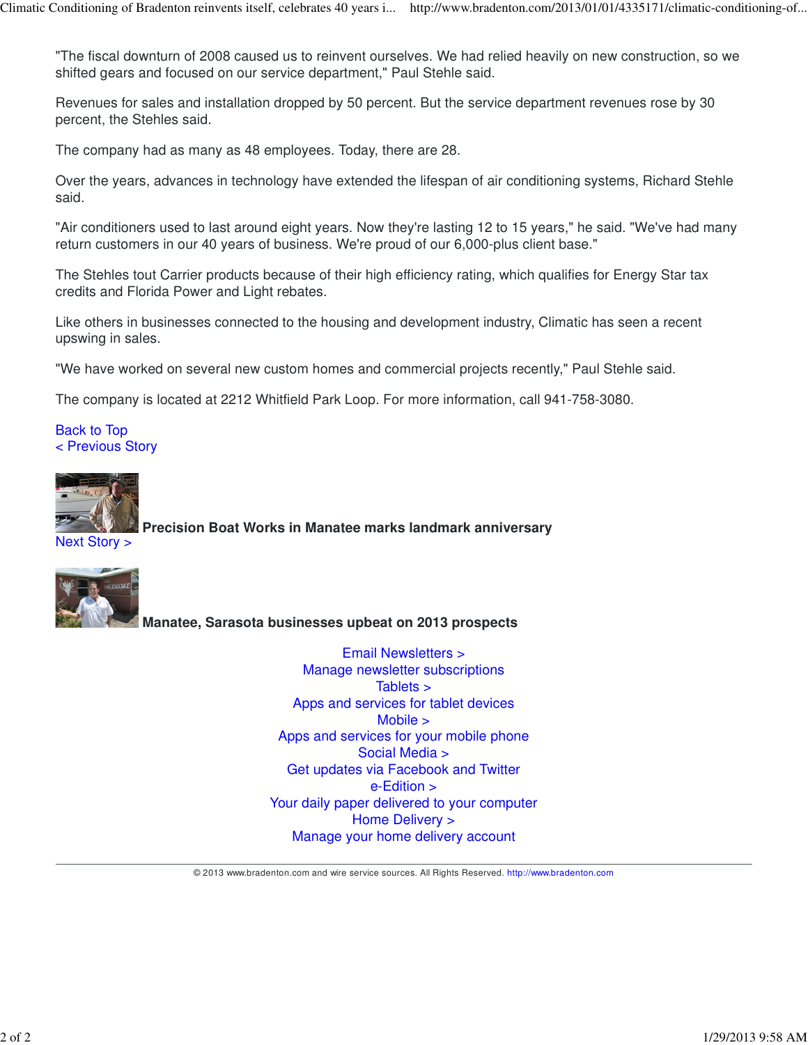"The fiscal downturn of 2008 caused us to reinvent ourselves. We had relied heavily on new construction, so we shifted gears and focused on our service department," Paul Stehle said.

Revenues for sales and installation dropped by 50 percent. But the service department revenues rose by 30 percent, the Stehles said.

The company had as many as 48 employees. Today, there are 28.

Over the years, advances in technology have extended the lifespan of air conditioning systems, Richard Stehle said.

"Air conditioners used to last around eight years. Now they're lasting 12 to 15 years," he said. "We've had many return customers in our 40 years of business. We're proud of our 6,000-plus client base."

The Stehles tout Carrier products because of their high efficiency rating, which qualifies for Energy Star tax credits and Florida Power and Light rebates.

Like others in businesses connected to the housing and development industry, Climatic has seen a recent upswing in sales.

"We have worked on several new custom homes and commercial projects recently," Paul Stehle said.

The company is located at 2212 Whitfield Park Loop. For more information, call 941-758-3080.

Back to Top
< Previous Story

**Precision Boat Works in Manatee marks landmark anniversary**

Next Story >

**Manatee, Sarasota businesses upbeat on 2013 prospects**

Email Newsletters >
Manage newsletter subscriptions
Tablets >
Apps and services for tablet devices
Mobile >
Apps and services for your mobile phone
Social Media >
Get updates via Facebook and Twitter
e-Edition >
Your daily paper delivered to your computer
Home Delivery >
Manage your home delivery account

© 2013 www.bradenton.com and wire service sources. All Rights Reserved. http://www.bradenton.com